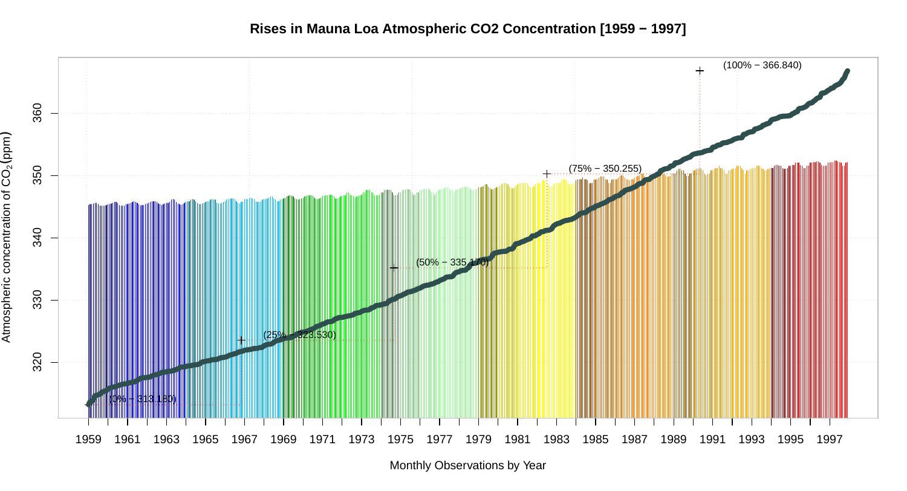# Rises in Mauna Loa Atmospheric CO2 Concentration [1959 − 1997]

Atmospheric concentration of $CO_2$ (ppm)

(0% − 313.180)

(25% − 323.530)

(50% − 335.170)

(75% − 350.255)

(100% − 366.840)

320 330 340 350 360

1959 1961 1963 1965 1967 1969 1971 1973 1975 1977 1979 1981 1983 1985 1987 1989 1991 1993 1995 1997

Monthly Observations by Year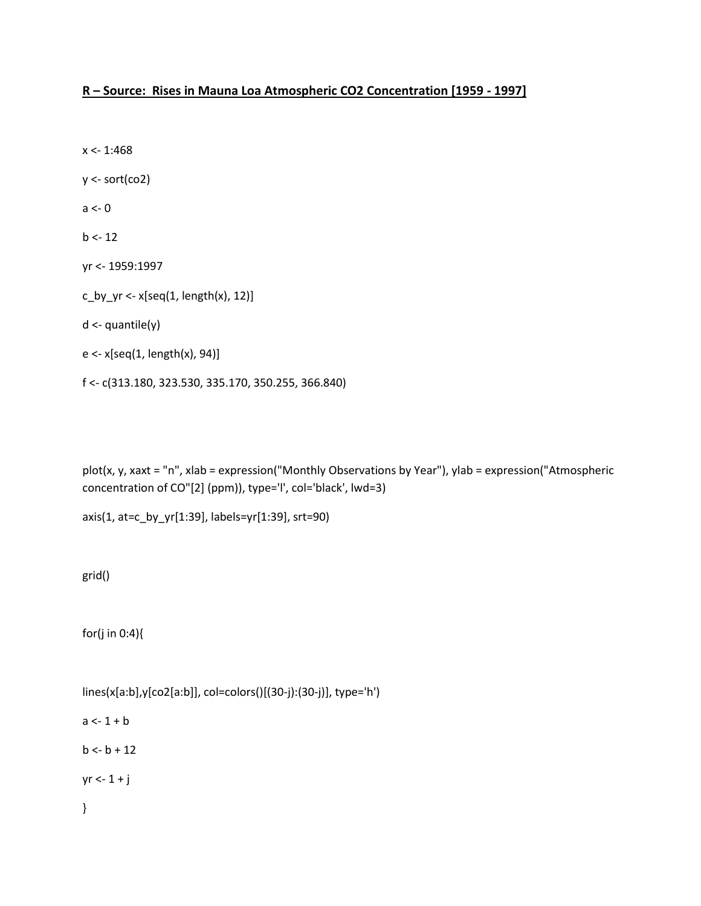**R – Source: Rises in Mauna Loa Atmospheric CO2 Concentration [1959 - 1997]**

```
x <- 1:468

y <- sort(co2)

a <- 0

b <- 12

yr <- 1959:1997

c_by_yr <- x[seq(1, length(x), 12)]

d <- quantile(y)

e <- x[seq(1, length(x), 94)]

f <- c(313.180, 323.530, 335.170, 350.255, 366.840)



plot(x, y, xaxt = "n", xlab = expression("Monthly Observations by Year"), ylab = expression("Atmospheric concentration of CO"[2] (ppm)), type='l', col='black', lwd=3)

axis(1, at=c_by_yr[1:39], labels=yr[1:39], srt=90)


grid()


for(j in 0:4){


lines(x[a:b],y[co2[a:b]], col=colors()[(30-j):(30-j)], type='h')

a <- 1 + b

b <- b + 12

yr <- 1 + j

}
```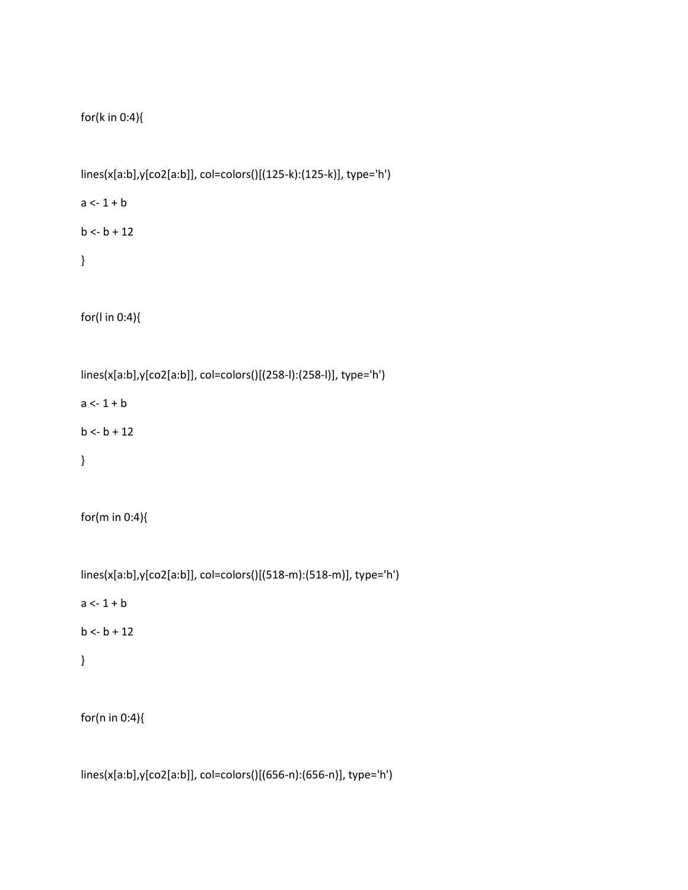```
for(k in 0:4){

lines(x[a:b],y[co2[a:b]], col=colors()[(125-k):(125-k)], type='h')
a <- 1 + b
b <- b + 12
}

for(l in 0:4){

lines(x[a:b],y[co2[a:b]], col=colors()[(258-l):(258-l)], type='h')
a <- 1 + b
b <- b + 12
}

for(m in 0:4){

lines(x[a:b],y[co2[a:b]], col=colors()[(518-m):(518-m)], type='h')
a <- 1 + b
b <- b + 12
}

for(n in 0:4){

lines(x[a:b],y[co2[a:b]], col=colors()[(656-n):(656-n)], type='h')
```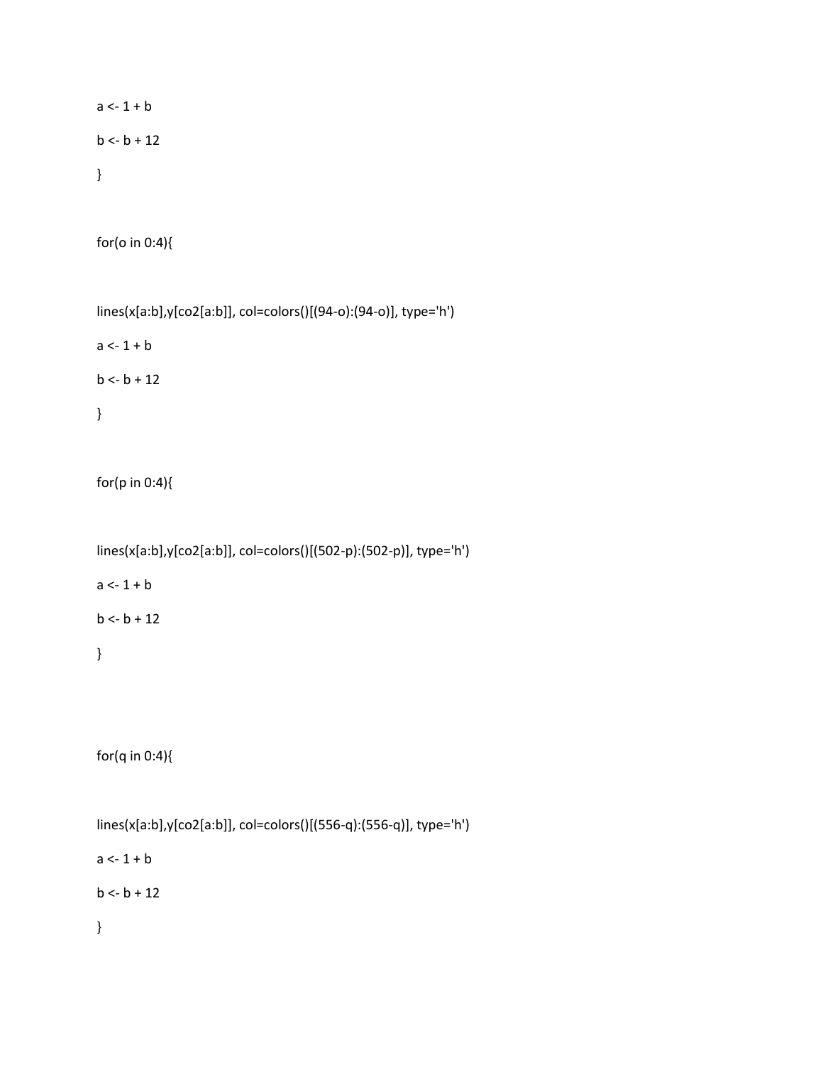```
a <- 1 + b

b <- b + 12

}


for(o in 0:4){


lines(x[a:b],y[co2[a:b]], col=colors()[(94-o):(94-o)], type='h')

a <- 1 + b

b <- b + 12

}


for(p in 0:4){


lines(x[a:b],y[co2[a:b]], col=colors()[(502-p):(502-p)], type='h')

a <- 1 + b

b <- b + 12

}



for(q in 0:4){


lines(x[a:b],y[co2[a:b]], col=colors()[(556-q):(556-q)], type='h')

a <- 1 + b

b <- b + 12

}
```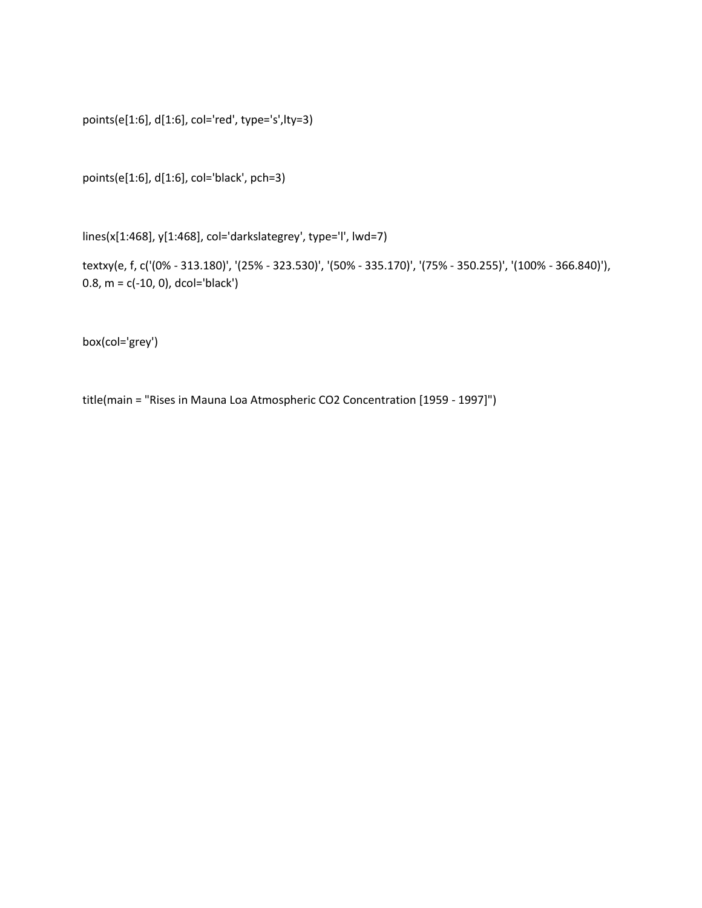```
points(e[1:6], d[1:6], col='red', type='s',lty=3)

points(e[1:6], d[1:6], col='black', pch=3)

lines(x[1:468], y[1:468], col='darkslategrey', type='l', lwd=7)

textxy(e, f, c('(0% - 313.180)', '(25% - 323.530)', '(50% - 335.170)', '(75% - 350.255)', '(100% - 366.840)'), 0.8, m = c(-10, 0), dcol='black')

box(col='grey')

title(main = "Rises in Mauna Loa Atmospheric CO2 Concentration [1959 - 1997]")
```